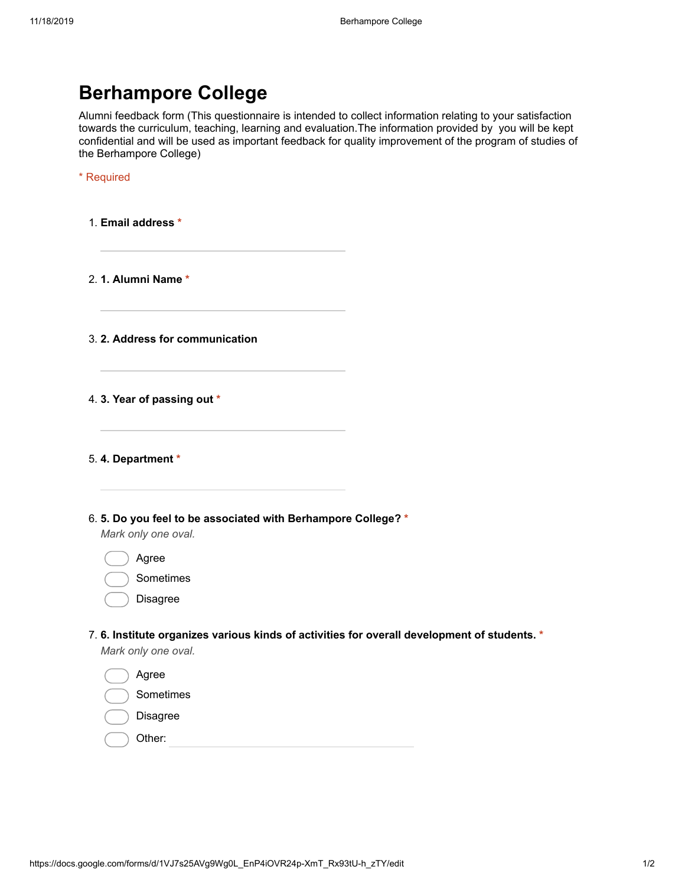# Berhampore College

Alumni feedback form (This questionnaire is intended to collect information relating to your satisfaction towards the curriculum, teaching, learning and evaluation.The information provided by you will be kept confidential and will be used as important feedback for quality improvement of the program of studies of the Berhampore College)

* Required

1. **Email address** *

2. **1. Alumni Name** *

3. **2. Address for communication**

4. **3. Year of passing out** *

5. **4. Department** *

6. **5. Do you feel to be associated with Berhampore College?** *
   *Mark only one oval.*
   - Agree
   - Sometimes
   - Disagree

7. **6. Institute organizes various kinds of activities for overall development of students.** *
   *Mark only one oval.*
   - Agree
   - Sometimes
   - Disagree
   - Other: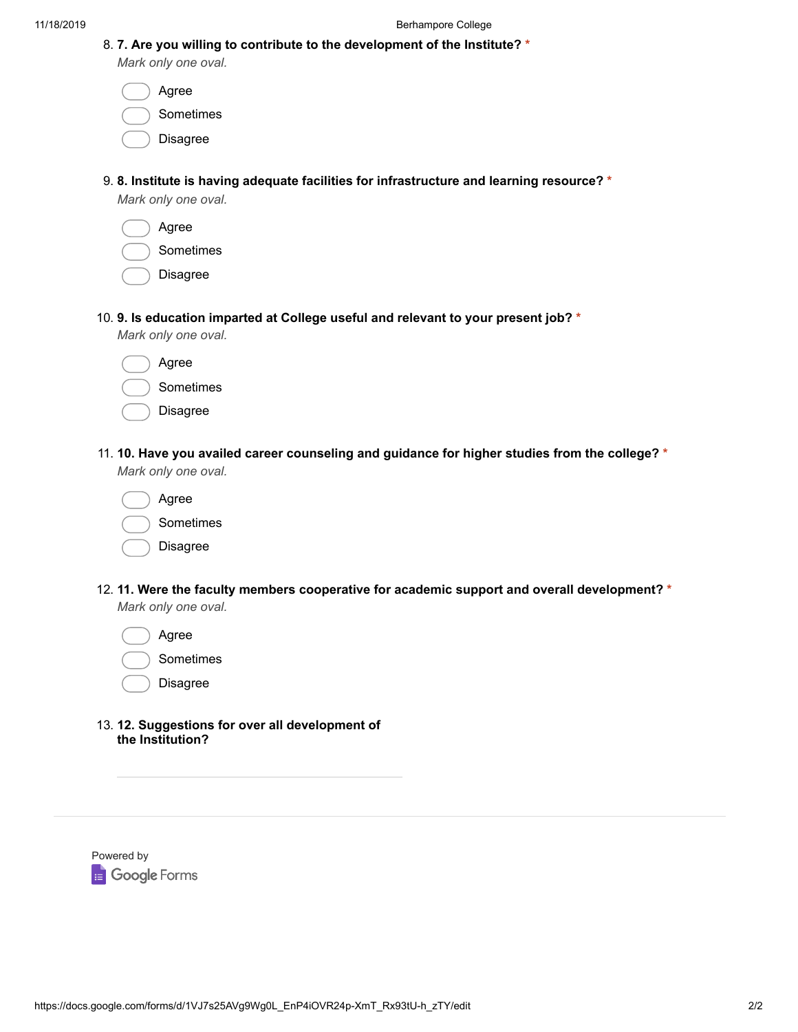8. **7. Are you willing to contribute to the development of the Institute?** *

   *Mark only one oval.*

   - Agree
   - Sometimes
   - Disagree

9. **8. Institute is having adequate facilities for infrastructure and learning resource?** *

   *Mark only one oval.*

   - Agree
   - Sometimes
   - Disagree

10. **9. Is education imparted at College useful and relevant to your present job?** *

    *Mark only one oval.*

    - Agree
    - Sometimes
    - Disagree

11. **10. Have you availed career counseling and guidance for higher studies from the college?** *

    *Mark only one oval.*

    - Agree
    - Sometimes
    - Disagree

12. **11. Were the faculty members cooperative for academic support and overall development?** *

    *Mark only one oval.*

    - Agree
    - Sometimes
    - Disagree

13. **12. Suggestions for over all development of the Institution?**

    ______________________________

Powered by Google Forms